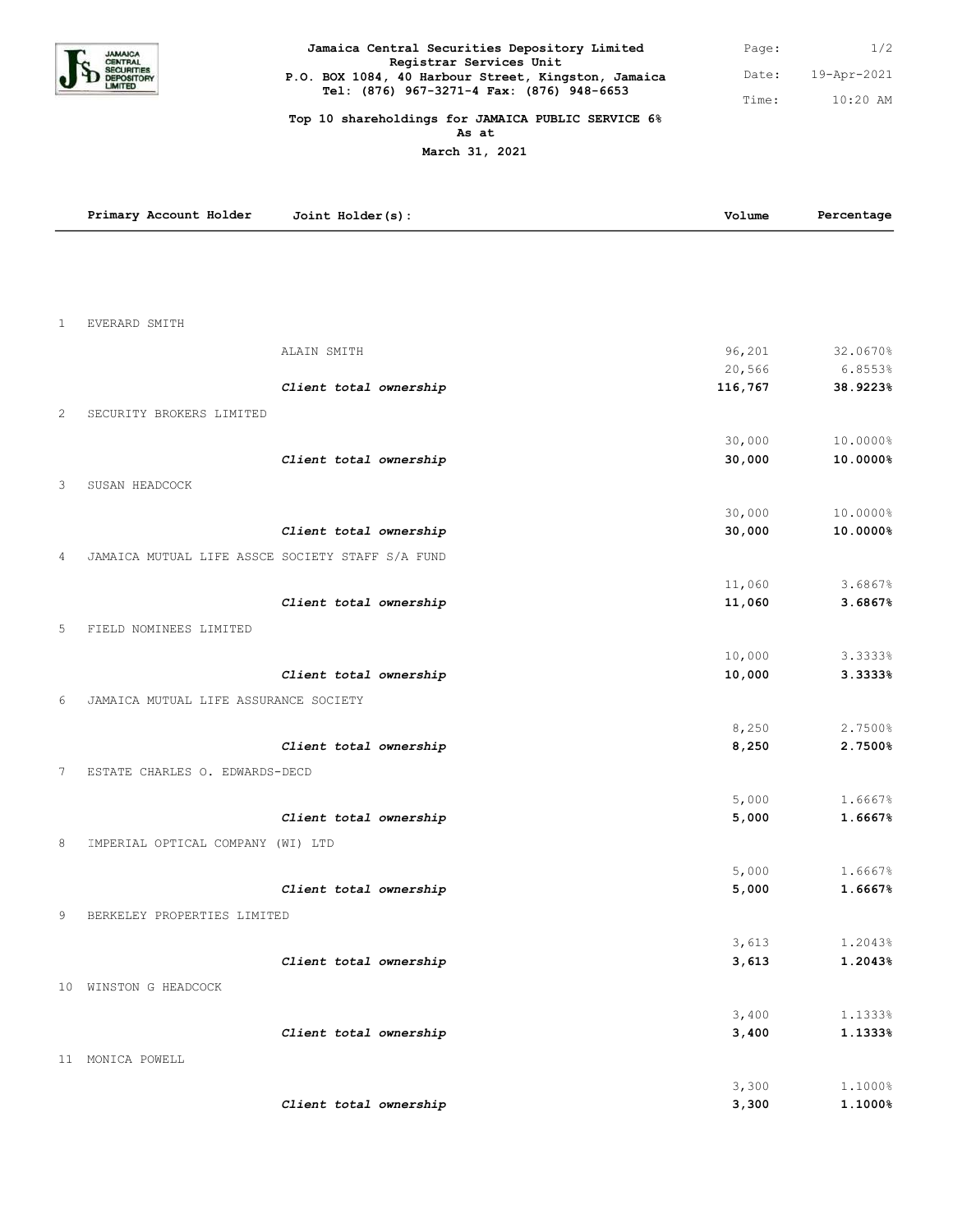**Jamaica Central Securities Depository Limited**
**Registrar Services Unit**
**P.O. BOX 1084, 40 Harbour Street, Kingston, Jamaica**
**Tel: (876) 967-3271-4 Fax: (876) 948-6653**

Page: 1/2
Date: 19-Apr-2021
Time: 10:20 AM

**Top 10 shareholdings for JAMAICA PUBLIC SERVICE 6%**
**As at**
**March 31, 2021**

| | Primary Account Holder | Joint Holder(s): | Volume | Percentage |
|---|---|---|---|---|
| 1 | EVERARD SMITH | | | |
| | | ALAIN SMITH | 96,201 | 32.0670% |
| | | | 20,566 | 6.8553% |
| | | ***Client total ownership*** | **116,767** | **38.9223%** |
| 2 | SECURITY BROKERS LIMITED | | | |
| | | | 30,000 | 10.0000% |
| | | ***Client total ownership*** | **30,000** | **10.0000%** |
| 3 | SUSAN HEADCOCK | | | |
| | | | 30,000 | 10.0000% |
| | | ***Client total ownership*** | **30,000** | **10.0000%** |
| 4 | JAMAICA MUTUAL LIFE ASSCE SOCIETY STAFF S/A FUND | | | |
| | | | 11,060 | 3.6867% |
| | | ***Client total ownership*** | **11,060** | **3.6867%** |
| 5 | FIELD NOMINEES LIMITED | | | |
| | | | 10,000 | 3.3333% |
| | | ***Client total ownership*** | **10,000** | **3.3333%** |
| 6 | JAMAICA MUTUAL LIFE ASSURANCE SOCIETY | | | |
| | | | 8,250 | 2.7500% |
| | | ***Client total ownership*** | **8,250** | **2.7500%** |
| 7 | ESTATE CHARLES O. EDWARDS-DECD | | | |
| | | | 5,000 | 1.6667% |
| | | ***Client total ownership*** | **5,000** | **1.6667%** |
| 8 | IMPERIAL OPTICAL COMPANY (WI) LTD | | | |
| | | | 5,000 | 1.6667% |
| | | ***Client total ownership*** | **5,000** | **1.6667%** |
| 9 | BERKELEY PROPERTIES LIMITED | | | |
| | | | 3,613 | 1.2043% |
| | | ***Client total ownership*** | **3,613** | **1.2043%** |
| 10 | WINSTON G HEADCOCK | | | |
| | | | 3,400 | 1.1333% |
| | | ***Client total ownership*** | **3,400** | **1.1333%** |
| 11 | MONICA POWELL | | | |
| | | | 3,300 | 1.1000% |
| | | ***Client total ownership*** | **3,300** | **1.1000%** |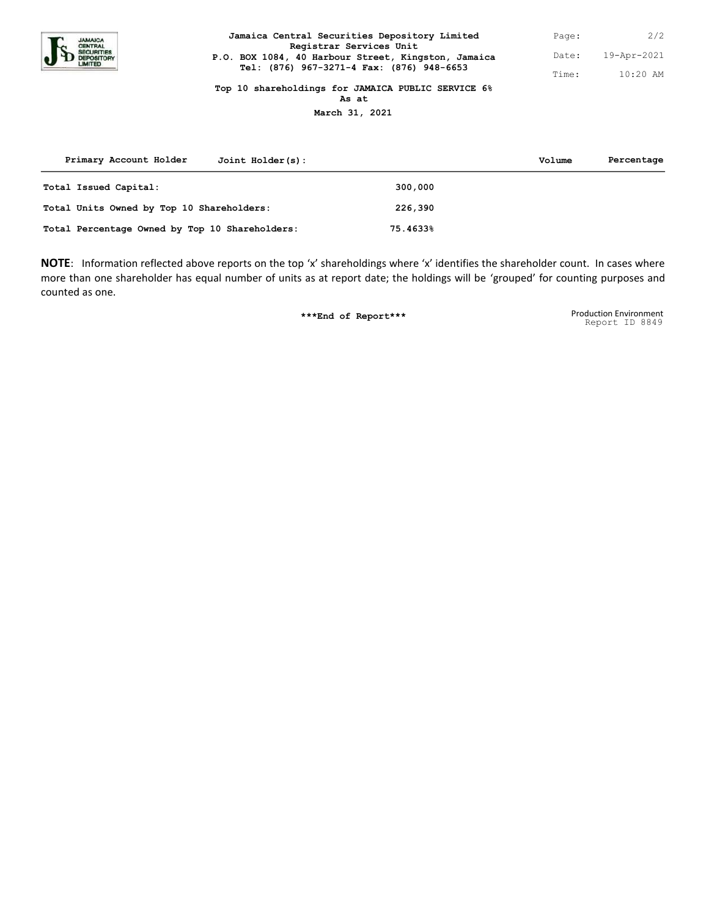Jamaica Central Securities Depository Limited
Registrar Services Unit
P.O. BOX 1084, 40 Harbour Street, Kingston, Jamaica
Tel: (876) 967-3271-4 Fax: (876) 948-6653

Date: 19-Apr-2021
Time: 10:20 AM

**Top 10 shareholdings for JAMAICA PUBLIC SERVICE 6%**
**As at**
**March 31, 2021**

| Primary Account Holder | Joint Holder(s): | Volume | Percentage |
|---|---|---|---|

| | |
|---|---|
| **Total Issued Capital:** | **300,000** |
| **Total Units Owned by Top 10 Shareholders:** | **226,390** |
| **Total Percentage Owned by Top 10 Shareholders:** | **75.4633%** |

**NOTE**: Information reflected above reports on the top 'x' shareholdings where 'x' identifies the shareholder count. In cases where more than one shareholder has equal number of units as at report date; the holdings will be 'grouped' for counting purposes and counted as one.

\*\*\*End of Report\*\*\*

Production Environment
Report ID 8849